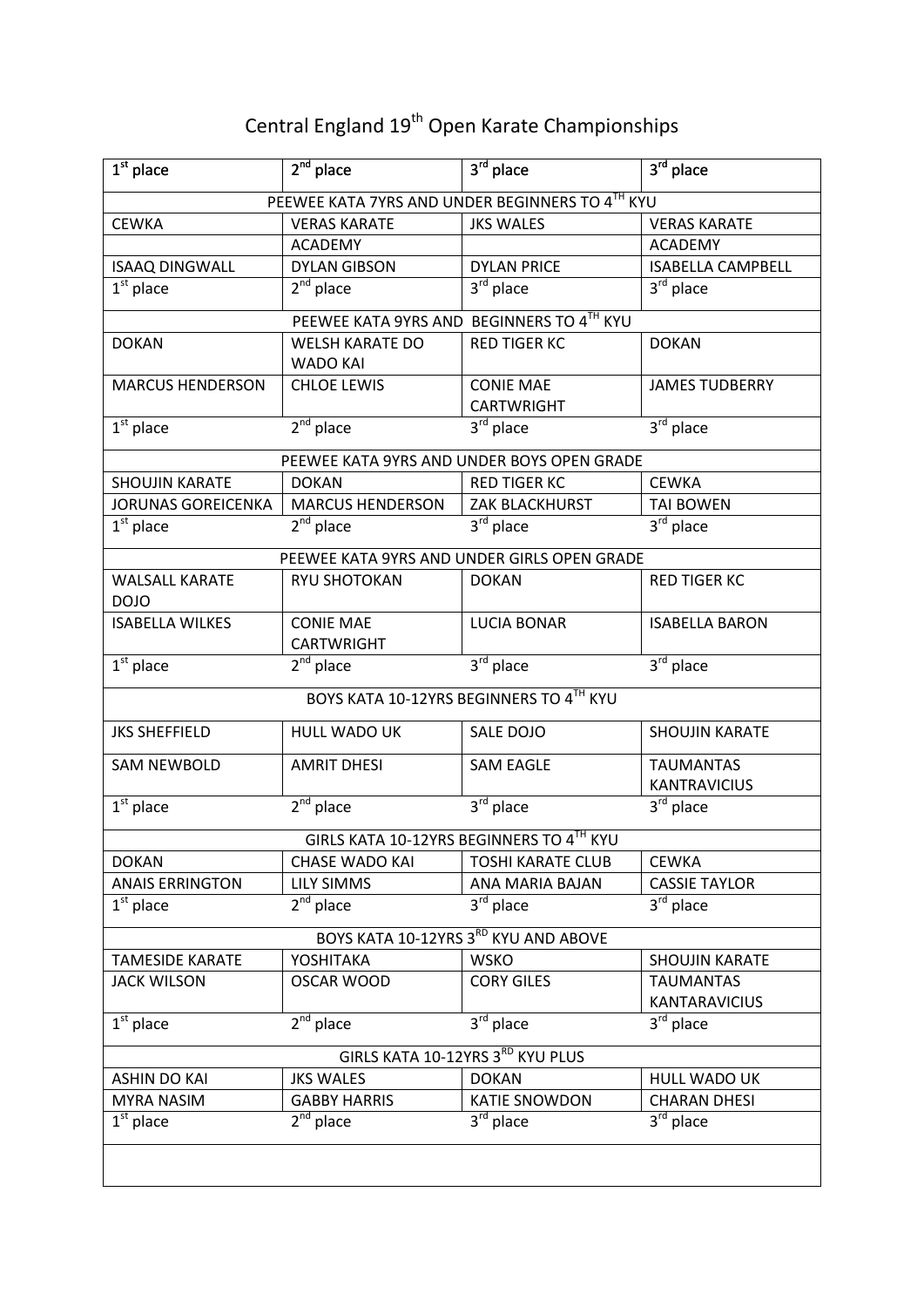# Central England 19th Open Karate Championships

| 1st place | 2nd place | 3rd place | 3rd place |
|---|---|---|---|
| PEEWEE KATA 7YRS AND UNDER BEGINNERS TO 4TH KYU | | | |
| CEWKA | VERAS KARATE ACADEMY | JKS WALES | VERAS KARATE ACADEMY |
| ISAAQ DINGWALL | DYLAN GIBSON | DYLAN PRICE | ISABELLA CAMPBELL |
| 1st place | 2nd place | 3rd place | 3rd place |
| PEEWEE KATA 9YRS AND BEGINNERS TO 4TH KYU | | | |
| DOKAN | WELSH KARATE DO WADO KAI | RED TIGER KC | DOKAN |
| MARCUS HENDERSON | CHLOE LEWIS | CONIE MAE CARTWRIGHT | JAMES TUDBERRY |
| 1st place | 2nd place | 3rd place | 3rd place |
| PEEWEE KATA 9YRS AND UNDER BOYS OPEN GRADE | | | |
| SHOUJIN KARATE | DOKAN | RED TIGER KC | CEWKA |
| JORUNAS GOREICENKA | MARCUS HENDERSON | ZAK BLACKHURST | TAI BOWEN |
| 1st place | 2nd place | 3rd place | 3rd place |
| PEEWEE KATA 9YRS AND UNDER GIRLS OPEN GRADE | | | |
| WALSALL KARATE DOJO | RYU SHOTOKAN | DOKAN | RED TIGER KC |
| ISABELLA WILKES | CONIE MAE CARTWRIGHT | LUCIA BONAR | ISABELLA BARON |
| 1st place | 2nd place | 3rd place | 3rd place |
| BOYS KATA 10-12YRS BEGINNERS TO 4TH KYU | | | |
| JKS SHEFFIELD | HULL WADO UK | SALE DOJO | SHOUJIN KARATE |
| SAM NEWBOLD | AMRIT DHESI | SAM EAGLE | TAUMANTAS KANTRAVICIUS |
| 1st place | 2nd place | 3rd place | 3rd place |
| GIRLS KATA 10-12YRS BEGINNERS TO 4TH KYU | | | |
| DOKAN | CHASE WADO KAI | TOSHI KARATE CLUB | CEWKA |
| ANAIS ERRINGTON | LILY SIMMS | ANA MARIA BAJAN | CASSIE TAYLOR |
| 1st place | 2nd place | 3rd place | 3rd place |
| BOYS KATA 10-12YRS 3RD KYU AND ABOVE | | | |
| TAMESIDE KARATE | YOSHITAKA | WSKO | SHOUJIN KARATE |
| JACK WILSON | OSCAR WOOD | CORY GILES | TAUMANTAS KANTARAVICIUS |
| 1st place | 2nd place | 3rd place | 3rd place |
| GIRLS KATA 10-12YRS 3RD KYU PLUS | | | |
| ASHIN DO KAI | JKS WALES | DOKAN | HULL WADO UK |
| MYRA NASIM | GABBY HARRIS | KATIE SNOWDON | CHARAN DHESI |
| 1st place | 2nd place | 3rd place | 3rd place |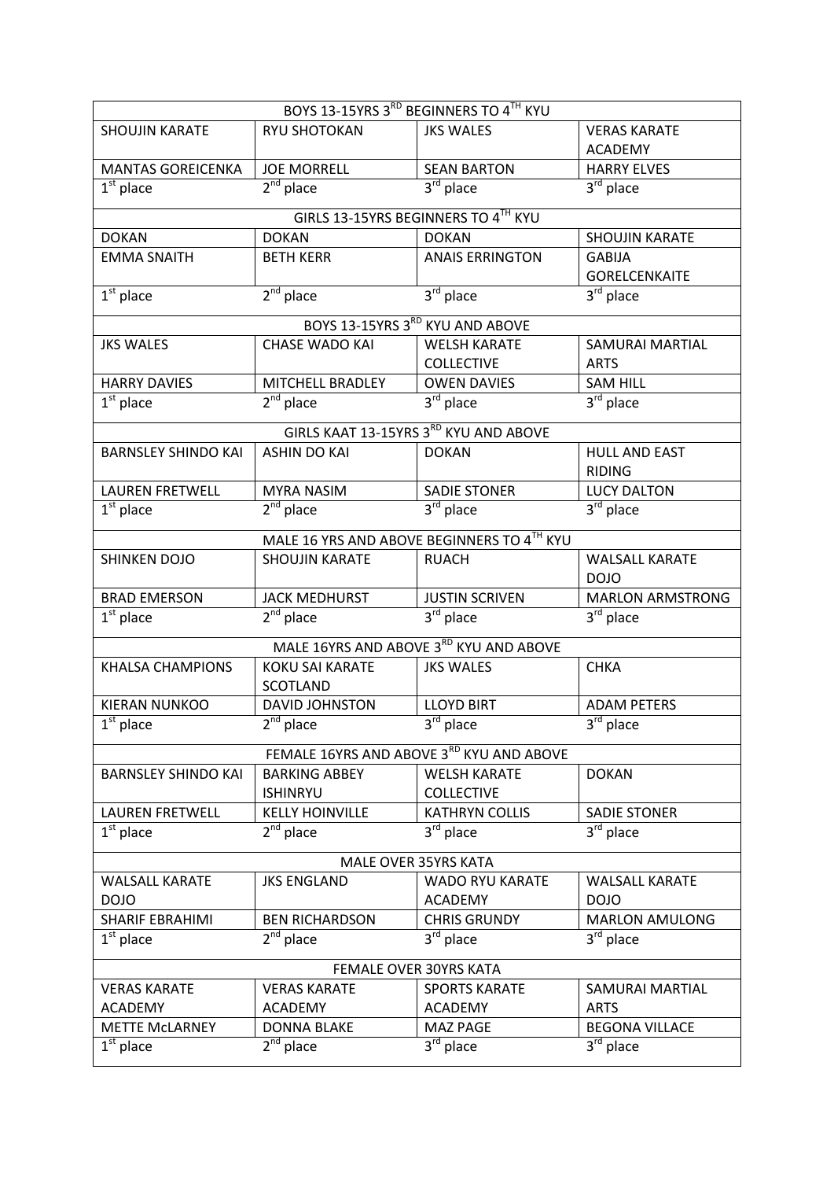| BOYS 13-15YRS 3RD BEGINNERS TO 4TH KYU | | | |
|---|---|---|---|
| SHOUJIN KARATE | RYU SHOTOKAN | JKS WALES | VERAS KARATE ACADEMY |
| MANTAS GOREICENKA | JOE MORRELL | SEAN BARTON | HARRY ELVES |
| 1st place | 2nd place | 3rd place | 3rd place |

| GIRLS 13-15YRS BEGINNERS TO 4TH KYU | | | |
|---|---|---|---|
| DOKAN | DOKAN | DOKAN | SHOUJIN KARATE |
| EMMA SNAITH | BETH KERR | ANAIS ERRINGTON | GABIJA GORELCENKAITE |
| 1st place | 2nd place | 3rd place | 3rd place |

| BOYS 13-15YRS 3RD KYU AND ABOVE | | | |
|---|---|---|---|
| JKS WALES | CHASE WADO KAI | WELSH KARATE COLLECTIVE | SAMURAI MARTIAL ARTS |
| HARRY DAVIES | MITCHELL BRADLEY | OWEN DAVIES | SAM HILL |
| 1st place | 2nd place | 3rd place | 3rd place |

| GIRLS KAAT 13-15YRS 3RD KYU AND ABOVE | | | |
|---|---|---|---|
| BARNSLEY SHINDO KAI | ASHIN DO KAI | DOKAN | HULL AND EAST RIDING |
| LAUREN FRETWELL | MYRA NASIM | SADIE STONER | LUCY DALTON |
| 1st place | 2nd place | 3rd place | 3rd place |

| MALE 16 YRS AND ABOVE BEGINNERS TO 4TH KYU | | | |
|---|---|---|---|
| SHINKEN DOJO | SHOUJIN KARATE | RUACH | WALSALL KARATE DOJO |
| BRAD EMERSON | JACK MEDHURST | JUSTIN SCRIVEN | MARLON ARMSTRONG |
| 1st place | 2nd place | 3rd place | 3rd place |

| MALE 16YRS AND ABOVE 3RD KYU AND ABOVE | | | |
|---|---|---|---|
| KHALSA CHAMPIONS | KOKU SAI KARATE SCOTLAND | JKS WALES | CHKA |
| KIERAN NUNKOO | DAVID JOHNSTON | LLOYD BIRT | ADAM PETERS |
| 1st place | 2nd place | 3rd place | 3rd place |

| FEMALE 16YRS AND ABOVE 3RD KYU AND ABOVE | | | |
|---|---|---|---|
| BARNSLEY SHINDO KAI | BARKING ABBEY ISHINRYU | WELSH KARATE COLLECTIVE | DOKAN |
| LAUREN FRETWELL | KELLY HOINVILLE | KATHRYN COLLIS | SADIE STONER |
| 1st place | 2nd place | 3rd place | 3rd place |

| MALE OVER 35YRS KATA | | | |
|---|---|---|---|
| WALSALL KARATE DOJO | JKS ENGLAND | WADO RYU KARATE ACADEMY | WALSALL KARATE DOJO |
| SHARIF EBRAHIMI | BEN RICHARDSON | CHRIS GRUNDY | MARLON AMULONG |
| 1st place | 2nd place | 3rd place | 3rd place |

| FEMALE OVER 30YRS KATA | | | |
|---|---|---|---|
| VERAS KARATE ACADEMY | VERAS KARATE ACADEMY | SPORTS KARATE ACADEMY | SAMURAI MARTIAL ARTS |
| METTE McLARNEY | DONNA BLAKE | MAZ PAGE | BEGONA VILLACE |
| 1st place | 2nd place | 3rd place | 3rd place |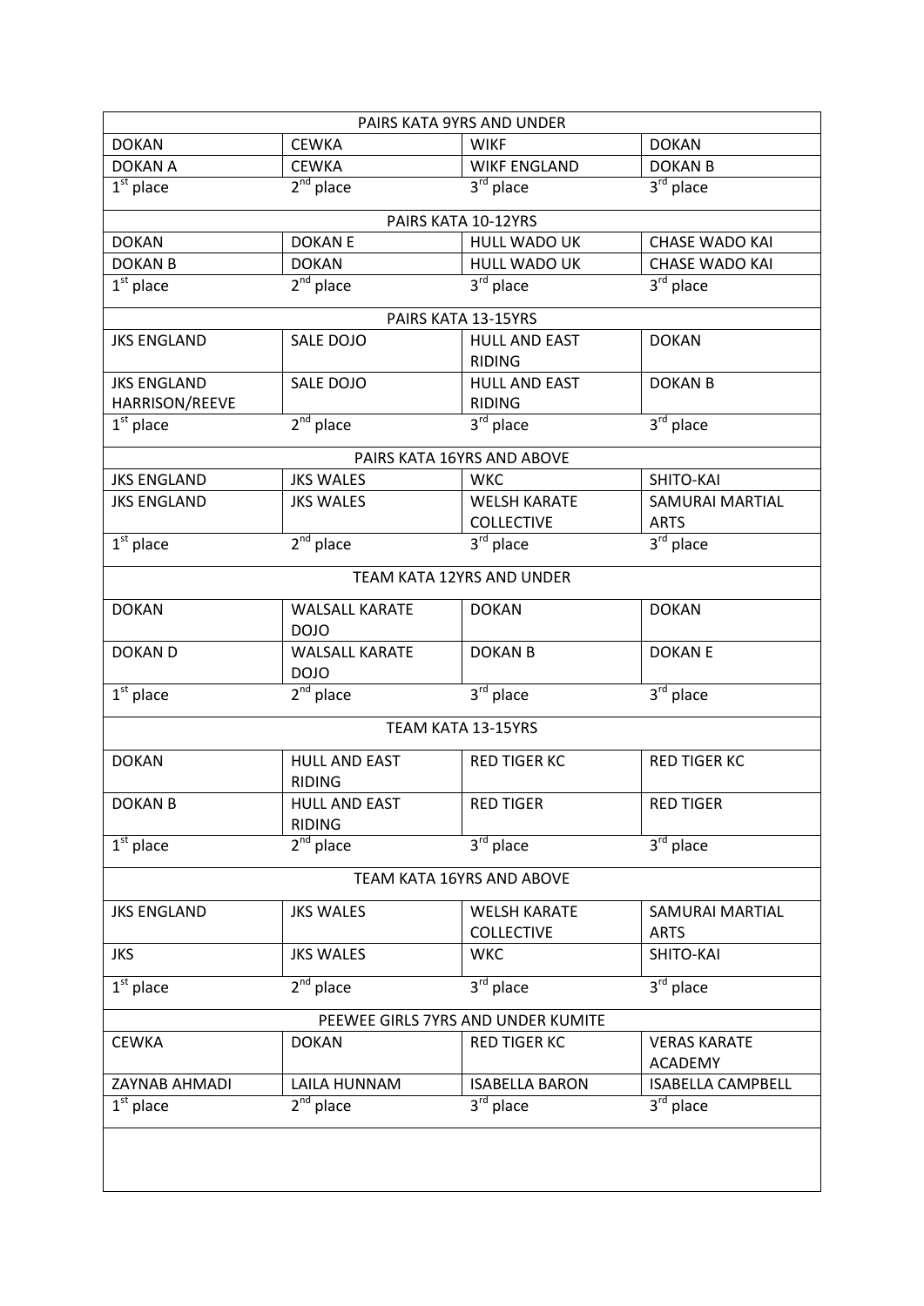| PAIRS KATA 9YRS AND UNDER | | | |
|---|---|---|---|
| DOKAN | CEWKA | WIKF | DOKAN |
| DOKAN A | CEWKA | WIKF ENGLAND | DOKAN B |
| 1st place | 2nd place | 3rd place | 3rd place |

| PAIRS KATA 10-12YRS | | | |
|---|---|---|---|
| DOKAN | DOKAN E | HULL WADO UK | CHASE WADO KAI |
| DOKAN B | DOKAN | HULL WADO UK | CHASE WADO KAI |
| 1st place | 2nd place | 3rd place | 3rd place |

| PAIRS KATA 13-15YRS | | | |
|---|---|---|---|
| JKS ENGLAND | SALE DOJO | HULL AND EAST RIDING | DOKAN |
| JKS ENGLAND HARRISON/REEVE | SALE DOJO | HULL AND EAST RIDING | DOKAN B |
| 1st place | 2nd place | 3rd place | 3rd place |

| PAIRS KATA 16YRS AND ABOVE | | | |
|---|---|---|---|
| JKS ENGLAND | JKS WALES | WKC | SHITO-KAI |
| JKS ENGLAND | JKS WALES | WELSH KARATE COLLECTIVE | SAMURAI MARTIAL ARTS |
| 1st place | 2nd place | 3rd place | 3rd place |

| TEAM KATA 12YRS AND UNDER | | | |
|---|---|---|---|
| DOKAN | WALSALL KARATE DOJO | DOKAN | DOKAN |
| DOKAN D | WALSALL KARATE DOJO | DOKAN B | DOKAN E |
| 1st place | 2nd place | 3rd place | 3rd place |

| TEAM KATA 13-15YRS | | | |
|---|---|---|---|
| DOKAN | HULL AND EAST RIDING | RED TIGER KC | RED TIGER KC |
| DOKAN B | HULL AND EAST RIDING | RED TIGER | RED TIGER |
| 1st place | 2nd place | 3rd place | 3rd place |

| TEAM KATA 16YRS AND ABOVE | | | |
|---|---|---|---|
| JKS ENGLAND | JKS WALES | WELSH KARATE COLLECTIVE | SAMURAI MARTIAL ARTS |
| JKS | JKS WALES | WKC | SHITO-KAI |
| 1st place | 2nd place | 3rd place | 3rd place |

| PEEWEE GIRLS 7YRS AND UNDER KUMITE | | | |
|---|---|---|---|
| CEWKA | DOKAN | RED TIGER KC | VERAS KARATE ACADEMY |
| ZAYNAB AHMADI | LAILA HUNNAM | ISABELLA BARON | ISABELLA CAMPBELL |
| 1st place | 2nd place | 3rd place | 3rd place |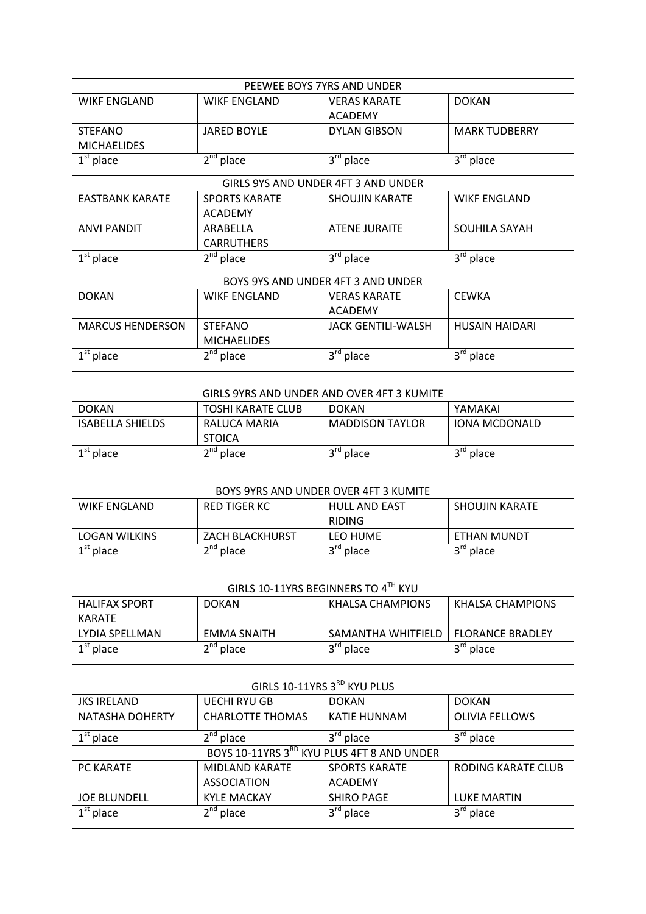| PEEWEE BOYS 7YRS AND UNDER | | | |
|---|---|---|---|
| WIKF ENGLAND | WIKF ENGLAND | VERAS KARATE ACADEMY | DOKAN |
| STEFANO MICHAELIDES | JARED BOYLE | DYLAN GIBSON | MARK TUDBERRY |
| 1st place | 2nd place | 3rd place | 3rd place |

| GIRLS 9YS AND UNDER 4FT 3 AND UNDER | | | |
|---|---|---|---|
| EASTBANK KARATE | SPORTS KARATE ACADEMY | SHOUJIN KARATE | WIKF ENGLAND |
| ANVI PANDIT | ARABELLA CARRUTHERS | ATENE JURAITE | SOUHILA SAYAH |
| 1st place | 2nd place | 3rd place | 3rd place |

| BOYS 9YS AND UNDER 4FT 3 AND UNDER | | | |
|---|---|---|---|
| DOKAN | WIKF ENGLAND | VERAS KARATE ACADEMY | CEWKA |
| MARCUS HENDERSON | STEFANO MICHAELIDES | JACK GENTILI-WALSH | HUSAIN HAIDARI |
| 1st place | 2nd place | 3rd place | 3rd place |

| GIRLS 9YRS AND UNDER AND OVER 4FT 3 KUMITE | | | |
|---|---|---|---|
| DOKAN | TOSHI KARATE CLUB | DOKAN | YAMAKAI |
| ISABELLA SHIELDS | RALUCA MARIA STOICA | MADDISON TAYLOR | IONA MCDONALD |
| 1st place | 2nd place | 3rd place | 3rd place |

| BOYS 9YRS AND UNDER OVER 4FT 3 KUMITE | | | |
|---|---|---|---|
| WIKF ENGLAND | RED TIGER KC | HULL AND EAST RIDING | SHOUJIN KARATE |
| LOGAN WILKINS | ZACH BLACKHURST | LEO HUME | ETHAN MUNDT |
| 1st place | 2nd place | 3rd place | 3rd place |

| GIRLS 10-11YRS BEGINNERS TO 4TH KYU | | | |
|---|---|---|---|
| HALIFAX SPORT KARATE | DOKAN | KHALSA CHAMPIONS | KHALSA CHAMPIONS |
| LYDIA SPELLMAN | EMMA SNAITH | SAMANTHA WHITFIELD | FLORANCE BRADLEY |
| 1st place | 2nd place | 3rd place | 3rd place |

| GIRLS 10-11YRS 3RD KYU PLUS | | | |
|---|---|---|---|
| JKS IRELAND | UECHI RYU GB | DOKAN | DOKAN |
| NATASHA DOHERTY | CHARLOTTE THOMAS | KATIE HUNNAM | OLIVIA FELLOWS |
| 1st place | 2nd place | 3rd place | 3rd place |

| BOYS 10-11YRS 3RD KYU PLUS 4FT 8 AND UNDER | | | |
|---|---|---|---|
| PC KARATE | MIDLAND KARATE ASSOCIATION | SPORTS KARATE ACADEMY | RODING KARATE CLUB |
| JOE BLUNDELL | KYLE MACKAY | SHIRO PAGE | LUKE MARTIN |
| 1st place | 2nd place | 3rd place | 3rd place |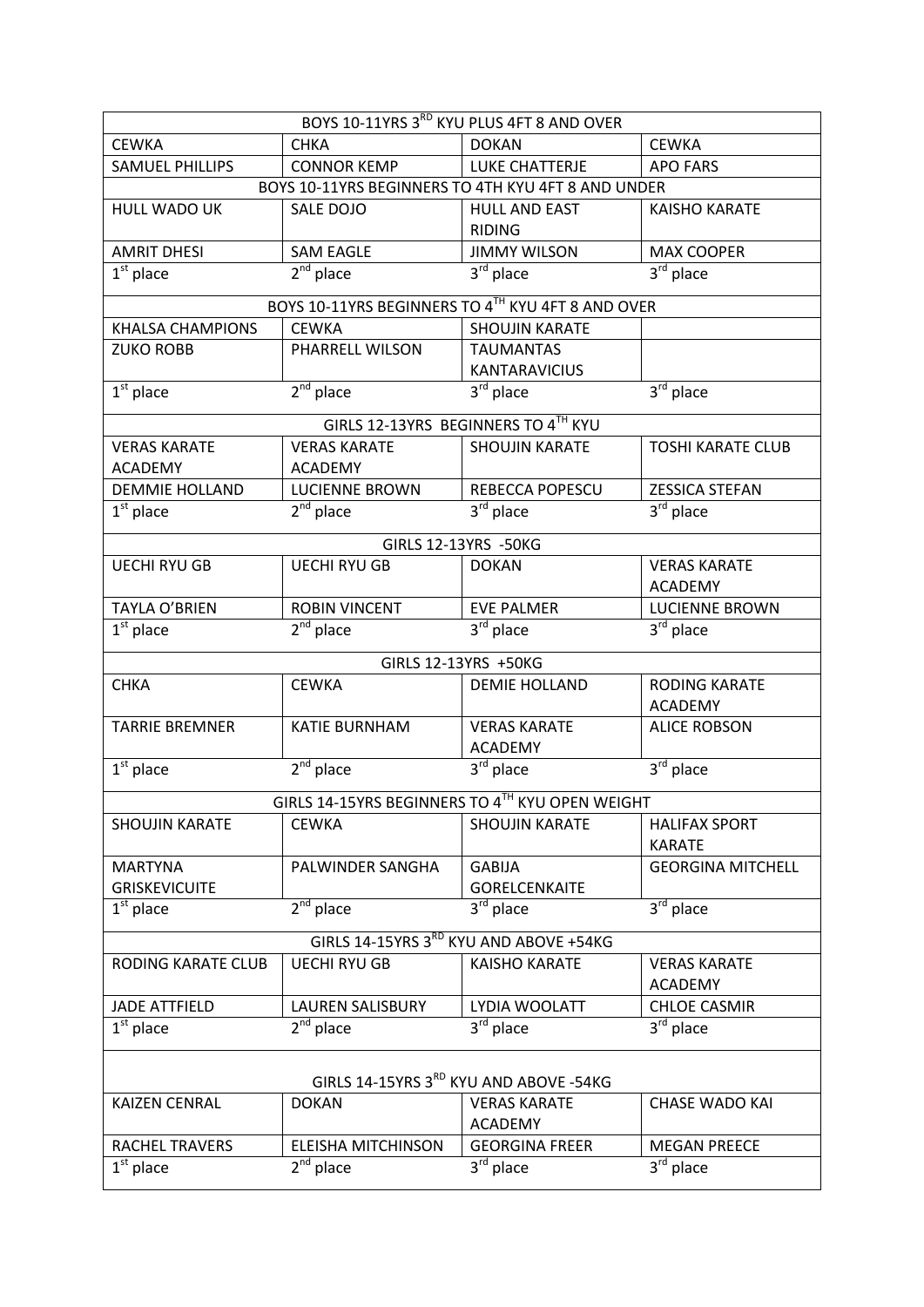| BOYS 10-11YRS 3RD KYU PLUS 4FT 8 AND OVER | | | |
|---|---|---|---|
| CEWKA | CHKA | DOKAN | CEWKA |
| SAMUEL PHILLIPS | CONNOR KEMP | LUKE CHATTERJE | APO FARS |

| BOYS 10-11YRS BEGINNERS TO 4TH KYU 4FT 8 AND UNDER | | | |
|---|---|---|---|
| HULL WADO UK | SALE DOJO | HULL AND EAST RIDING | KAISHO KARATE |
| AMRIT DHESI | SAM EAGLE | JIMMY WILSON | MAX COOPER |
| 1st place | 2nd place | 3rd place | 3rd place |

| BOYS 10-11YRS BEGINNERS TO 4TH KYU 4FT 8 AND OVER | | | |
|---|---|---|---|
| KHALSA CHAMPIONS | CEWKA | SHOUJIN KARATE | |
| ZUKO ROBB | PHARRELL WILSON | TAUMANTAS KANTARAVICIUS | |
| 1st place | 2nd place | 3rd place | 3rd place |

| GIRLS 12-13YRS BEGINNERS TO 4TH KYU | | | |
|---|---|---|---|
| VERAS KARATE ACADEMY | VERAS KARATE ACADEMY | SHOUJIN KARATE | TOSHI KARATE CLUB |
| DEMMIE HOLLAND | LUCIENNE BROWN | REBECCA POPESCU | ZESSICA STEFAN |
| 1st place | 2nd place | 3rd place | 3rd place |

| GIRLS 12-13YRS -50KG | | | |
|---|---|---|---|
| UECHI RYU GB | UECHI RYU GB | DOKAN | VERAS KARATE ACADEMY |
| TAYLA O'BRIEN | ROBIN VINCENT | EVE PALMER | LUCIENNE BROWN |
| 1st place | 2nd place | 3rd place | 3rd place |

| GIRLS 12-13YRS +50KG | | | |
|---|---|---|---|
| CHKA | CEWKA | DEMIE HOLLAND | RODING KARATE ACADEMY |
| TARRIE BREMNER | KATIE BURNHAM | VERAS KARATE ACADEMY | ALICE ROBSON |
| 1st place | 2nd place | 3rd place | 3rd place |

| GIRLS 14-15YRS BEGINNERS TO 4TH KYU OPEN WEIGHT | | | |
|---|---|---|---|
| SHOUJIN KARATE | CEWKA | SHOUJIN KARATE | HALIFAX SPORT KARATE |
| MARTYNA GRISKEVICUITE | PALWINDER SANGHA | GABIJA GORELCENKAITE | GEORGINA MITCHELL |
| 1st place | 2nd place | 3rd place | 3rd place |

| GIRLS 14-15YRS 3RD KYU AND ABOVE +54KG | | | |
|---|---|---|---|
| RODING KARATE CLUB | UECHI RYU GB | KAISHO KARATE | VERAS KARATE ACADEMY |
| JADE ATTFIELD | LAUREN SALISBURY | LYDIA WOOLATT | CHLOE CASMIR |
| 1st place | 2nd place | 3rd place | 3rd place |

| GIRLS 14-15YRS 3RD KYU AND ABOVE -54KG | | | |
|---|---|---|---|
| KAIZEN CENRAL | DOKAN | VERAS KARATE ACADEMY | CHASE WADO KAI |
| RACHEL TRAVERS | ELEISHA MITCHINSON | GEORGINA FREER | MEGAN PREECE |
| 1st place | 2nd place | 3rd place | 3rd place |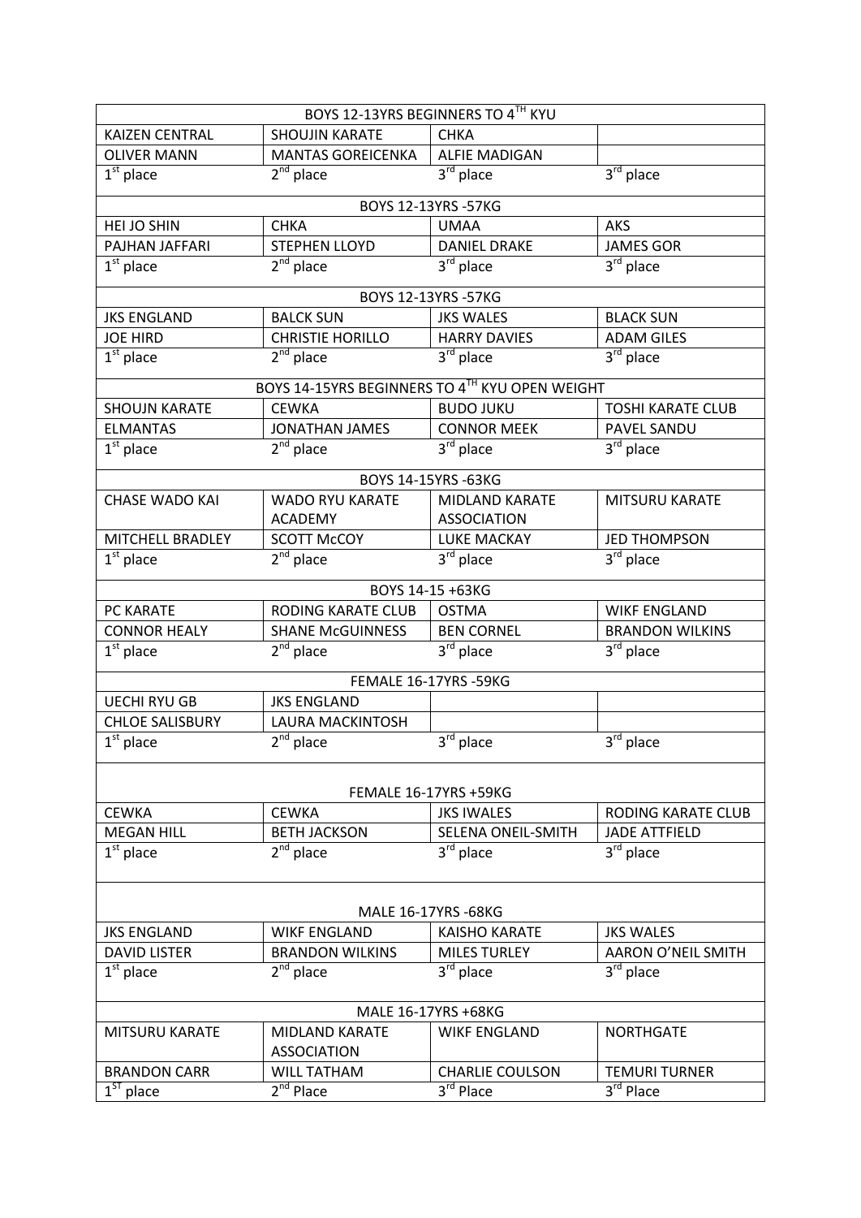| BOYS 12-13YRS BEGINNERS TO 4TH KYU | | | |
|---|---|---|---|
| KAIZEN CENTRAL | SHOUJIN KARATE | CHKA | |
| OLIVER MANN | MANTAS GOREICENKA | ALFIE MADIGAN | |
| 1st place | 2nd place | 3rd place | 3rd place |
| **BOYS 12-13YRS -57KG** | | | |
| HEI JO SHIN | CHKA | UMAA | AKS |
| PAJHAN JAFFARI | STEPHEN LLOYD | DANIEL DRAKE | JAMES GOR |
| 1st place | 2nd place | 3rd place | 3rd place |
| **BOYS 12-13YRS -57KG** | | | |
| JKS ENGLAND | BALCK SUN | JKS WALES | BLACK SUN |
| JOE HIRD | CHRISTIE HORILLO | HARRY DAVIES | ADAM GILES |
| 1st place | 2nd place | 3rd place | 3rd place |
| **BOYS 14-15YRS BEGINNERS TO 4TH KYU OPEN WEIGHT** | | | |
| SHOUJN KARATE | CEWKA | BUDO JUKU | TOSHI KARATE CLUB |
| ELMANTAS | JONATHAN JAMES | CONNOR MEEK | PAVEL SANDU |
| 1st place | 2nd place | 3rd place | 3rd place |
| **BOYS 14-15YRS -63KG** | | | |
| CHASE WADO KAI | WADO RYU KARATE ACADEMY | MIDLAND KARATE ASSOCIATION | MITSURU KARATE |
| MITCHELL BRADLEY | SCOTT McCOY | LUKE MACKAY | JED THOMPSON |
| 1st place | 2nd place | 3rd place | 3rd place |
| **BOYS 14-15 +63KG** | | | |
| PC KARATE | RODING KARATE CLUB | OSTMA | WIKF ENGLAND |
| CONNOR HEALY | SHANE McGUINNESS | BEN CORNEL | BRANDON WILKINS |
| 1st place | 2nd place | 3rd place | 3rd place |
| **FEMALE 16-17YRS -59KG** | | | |
| UECHI RYU GB | JKS ENGLAND | | |
| CHLOE SALISBURY | LAURA MACKINTOSH | | |
| 1st place | 2nd place | 3rd place | 3rd place |
| **FEMALE 16-17YRS +59KG** | | | |
| CEWKA | CEWKA | JKS IWALES | RODING KARATE CLUB |
| MEGAN HILL | BETH JACKSON | SELENA ONEIL-SMITH | JADE ATTFIELD |
| 1st place | 2nd place | 3rd place | 3rd place |
| **MALE 16-17YRS -68KG** | | | |
| JKS ENGLAND | WIKF ENGLAND | KAISHO KARATE | JKS WALES |
| DAVID LISTER | BRANDON WILKINS | MILES TURLEY | AARON O'NEIL SMITH |
| 1st place | 2nd place | 3rd place | 3rd place |
| **MALE 16-17YRS +68KG** | | | |
| MITSURU KARATE | MIDLAND KARATE ASSOCIATION | WIKF ENGLAND | NORTHGATE |
| BRANDON CARR | WILL TATHAM | CHARLIE COULSON | TEMURI TURNER |
| 1ST place | 2nd Place | 3rd Place | 3rd Place |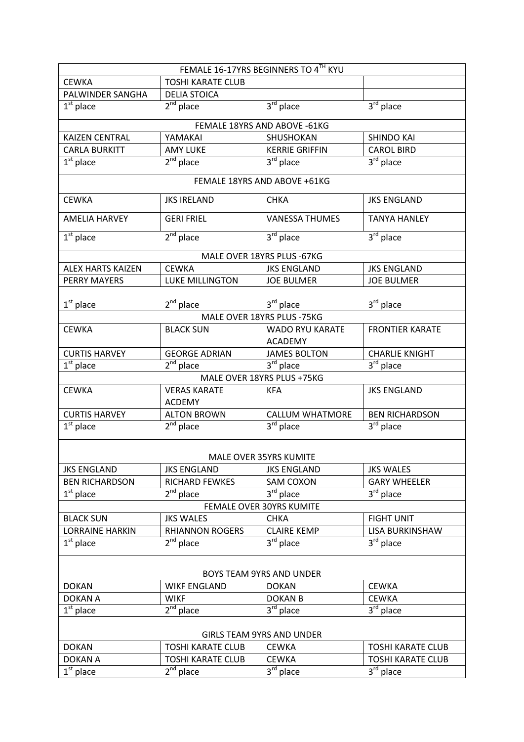| FEMALE 16-17YRS BEGINNERS TO 4TH KYU | | | |
|---|---|---|---|
| CEWKA | TOSHI KARATE CLUB | | |
| PALWINDER SANGHA | DELIA STOICA | | |
| 1st place | 2nd place | 3rd place | 3rd place |

| FEMALE 18YRS AND ABOVE -61KG | | | |
|---|---|---|---|
| KAIZEN CENTRAL | YAMAKAI | SHUSHOKAN | SHINDO KAI |
| CARLA BURKITT | AMY LUKE | KERRIE GRIFFIN | CAROL BIRD |
| 1st place | 2nd place | 3rd place | 3rd place |

| FEMALE 18YRS AND ABOVE +61KG | | | |
|---|---|---|---|
| CEWKA | JKS IRELAND | CHKA | JKS ENGLAND |
| AMELIA HARVEY | GERI FRIEL | VANESSA THUMES | TANYA HANLEY |
| 1st place | 2nd place | 3rd place | 3rd place |

| MALE OVER 18YRS PLUS -67KG | | | |
|---|---|---|---|
| ALEX HARTS KAIZEN | CEWKA | JKS ENGLAND | JKS ENGLAND |
| PERRY MAYERS | LUKE MILLINGTON | JOE BULMER | JOE BULMER |
| 1st place | 2nd place | 3rd place | 3rd place |

| MALE OVER 18YRS PLUS -75KG | | | |
|---|---|---|---|
| CEWKA | BLACK SUN | WADO RYU KARATE ACADEMY | FRONTIER KARATE |
| CURTIS HARVEY | GEORGE ADRIAN | JAMES BOLTON | CHARLIE KNIGHT |
| 1st place | 2nd place | 3rd place | 3rd place |

| MALE OVER 18YRS PLUS +75KG | | | |
|---|---|---|---|
| CEWKA | VERAS KARATE ACDEMY | KFA | JKS ENGLAND |
| CURTIS HARVEY | ALTON BROWN | CALLUM WHATMORE | BEN RICHARDSON |
| 1st place | 2nd place | 3rd place | 3rd place |

| MALE OVER 35YRS KUMITE | | | |
|---|---|---|---|
| JKS ENGLAND | JKS ENGLAND | JKS ENGLAND | JKS WALES |
| BEN RICHARDSON | RICHARD FEWKES | SAM COXON | GARY WHEELER |
| 1st place | 2nd place | 3rd place | 3rd place |

| FEMALE OVER 30YRS KUMITE | | | |
|---|---|---|---|
| BLACK SUN | JKS WALES | CHKA | FIGHT UNIT |
| LORRAINE HARKIN | RHIANNON ROGERS | CLAIRE KEMP | LISA BURKINSHAW |
| 1st place | 2nd place | 3rd place | 3rd place |

| BOYS TEAM 9YRS AND UNDER | | | |
|---|---|---|---|
| DOKAN | WIKF ENGLAND | DOKAN | CEWKA |
| DOKAN A | WIKF | DOKAN B | CEWKA |
| 1st place | 2nd place | 3rd place | 3rd place |

| GIRLS TEAM 9YRS AND UNDER | | | |
|---|---|---|---|
| DOKAN | TOSHI KARATE CLUB | CEWKA | TOSHI KARATE CLUB |
| DOKAN A | TOSHI KARATE CLUB | CEWKA | TOSHI KARATE CLUB |
| 1st place | 2nd place | 3rd place | 3rd place |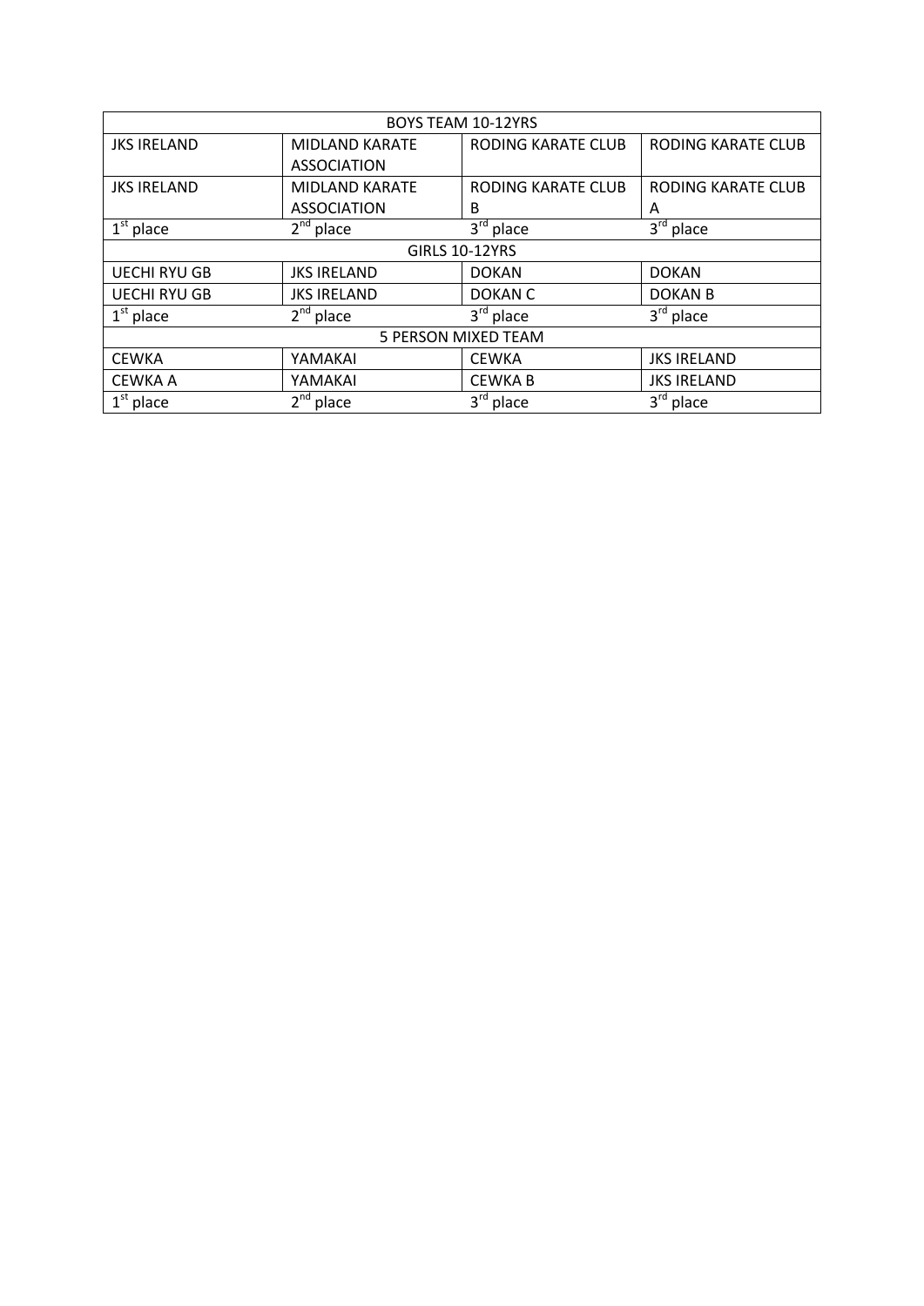| | | | |
|---|---|---|---|
| BOYS TEAM 10-12YRS | | | |
| JKS IRELAND | MIDLAND KARATE ASSOCIATION | RODING KARATE CLUB | RODING KARATE CLUB |
| JKS IRELAND | MIDLAND KARATE ASSOCIATION | RODING KARATE CLUB B | RODING KARATE CLUB A |
| 1st place | 2nd place | 3rd place | 3rd place |
| GIRLS 10-12YRS | | | |
| UECHI RYU GB | JKS IRELAND | DOKAN | DOKAN |
| UECHI RYU GB | JKS IRELAND | DOKAN C | DOKAN B |
| 1st place | 2nd place | 3rd place | 3rd place |
| 5 PERSON MIXED TEAM | | | |
| CEWKA | YAMAKAI | CEWKA | JKS IRELAND |
| CEWKA A | YAMAKAI | CEWKA B | JKS IRELAND |
| 1st place | 2nd place | 3rd place | 3rd place |